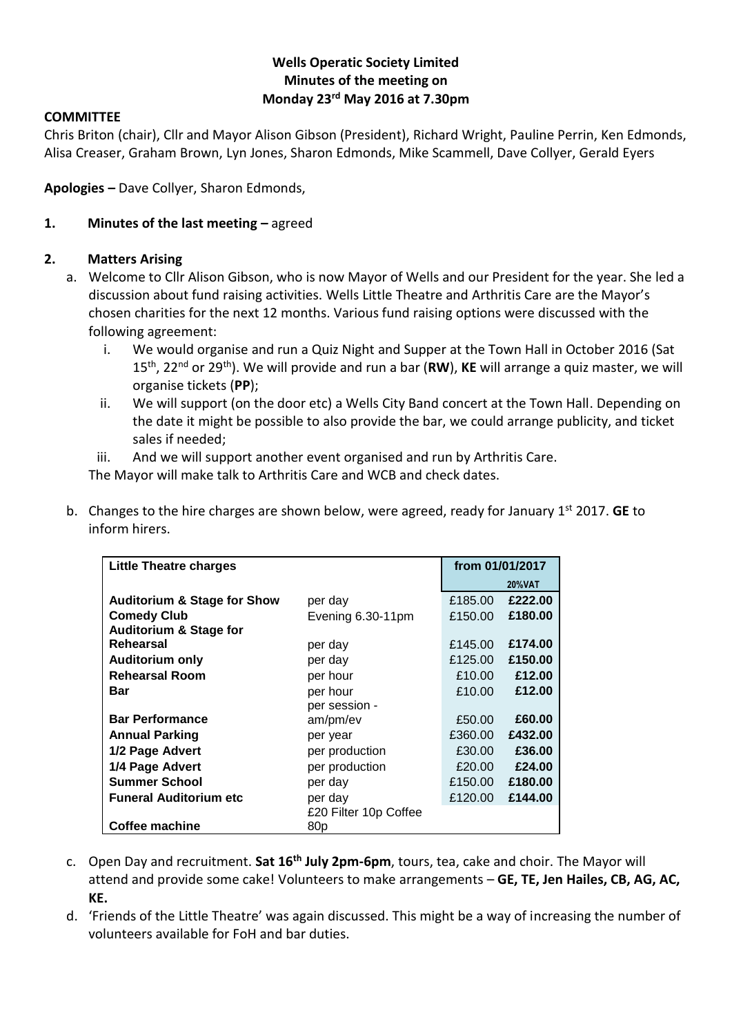**Wells Operatic Society Limited**
**Minutes of the meeting on**
**Monday 23rd May 2016 at 7.30pm**

**COMMITTEE**

Chris Briton (chair), Cllr and Mayor Alison Gibson (President), Richard Wright, Pauline Perrin, Ken Edmonds, Alisa Creaser, Graham Brown, Lyn Jones, Sharon Edmonds, Mike Scammell, Dave Collyer, Gerald Eyers

**Apologies –** Dave Collyer, Sharon Edmonds,

**1. Minutes of the last meeting –** agreed

**2. Matters Arising**

a. Welcome to Cllr Alison Gibson, who is now Mayor of Wells and our President for the year. She led a discussion about fund raising activities. Wells Little Theatre and Arthritis Care are the Mayor's chosen charities for the next 12 months. Various fund raising options were discussed with the following agreement:
   i. We would organise and run a Quiz Night and Supper at the Town Hall in October 2016 (Sat 15th, 22nd or 29th). We will provide and run a bar (**RW**), **KE** will arrange a quiz master, we will organise tickets (**PP**);
   ii. We will support (on the door etc) a Wells City Band concert at the Town Hall. Depending on the date it might be possible to also provide the bar, we could arrange publicity, and ticket sales if needed;
   iii. And we will support another event organised and run by Arthritis Care.

   The Mayor will make talk to Arthritis Care and WCB and check dates.

b. Changes to the hire charges are shown below, were agreed, ready for January 1st 2017. **GE** to inform hirers.

| **Little Theatre charges** | | **from 01/01/2017** | |
|---|---|---|---|
| | | | **20%VAT** |
| **Auditorium & Stage for Show** | per day | £185.00 | **£222.00** |
| **Comedy Club** | Evening 6.30-11pm | £150.00 | **£180.00** |
| **Auditorium & Stage for Rehearsal** | per day | £145.00 | **£174.00** |
| **Auditorium only** | per day | £125.00 | **£150.00** |
| **Rehearsal Room** | per hour | £10.00 | **£12.00** |
| **Bar** | per hour | £10.00 | **£12.00** |
| **Bar Performance** | per session - am/pm/ev | £50.00 | **£60.00** |
| **Annual Parking** | per year | £360.00 | **£432.00** |
| **1/2 Page Advert** | per production | £30.00 | **£36.00** |
| **1/4 Page Advert** | per production | £20.00 | **£24.00** |
| **Summer School** | per day | £150.00 | **£180.00** |
| **Funeral Auditorium etc** | per day | £120.00 | **£144.00** |
| **Coffee machine** | £20 Filter 10p Coffee 80p | | |

c. Open Day and recruitment. **Sat 16th July 2pm-6pm**, tours, tea, cake and choir. The Mayor will attend and provide some cake! Volunteers to make arrangements – **GE, TE, Jen Hailes, CB, AG, AC, KE.**

d. 'Friends of the Little Theatre' was again discussed. This might be a way of increasing the number of volunteers available for FoH and bar duties.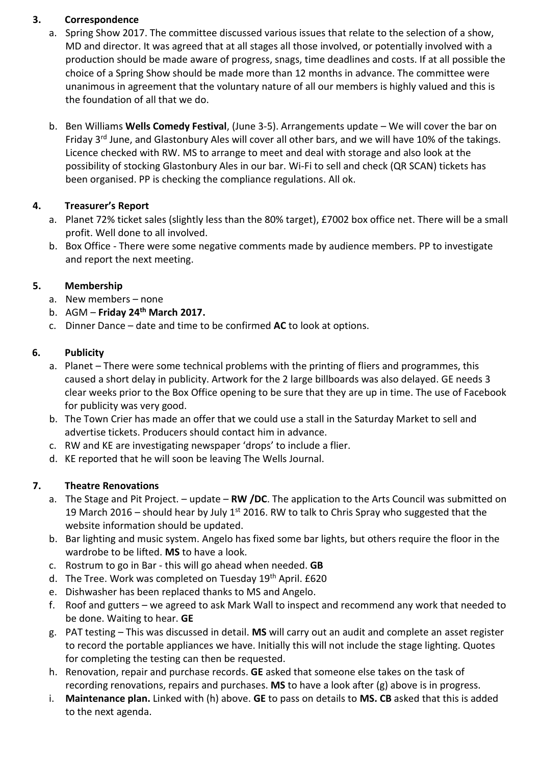## 3. Correspondence

a. Spring Show 2017. The committee discussed various issues that relate to the selection of a show, MD and director. It was agreed that at all stages all those involved, or potentially involved with a production should be made aware of progress, snags, time deadlines and costs. If at all possible the choice of a Spring Show should be made more than 12 months in advance. The committee were unanimous in agreement that the voluntary nature of all our members is highly valued and this is the foundation of all that we do.

b. Ben Williams **Wells Comedy Festival**, (June 3-5). Arrangements update – We will cover the bar on Friday 3rd June, and Glastonbury Ales will cover all other bars, and we will have 10% of the takings. Licence checked with RW. MS to arrange to meet and deal with storage and also look at the possibility of stocking Glastonbury Ales in our bar. Wi-Fi to sell and check (QR SCAN) tickets has been organised. PP is checking the compliance regulations. All ok.

## 4. Treasurer's Report

a. Planet 72% ticket sales (slightly less than the 80% target), £7002 box office net. There will be a small profit. Well done to all involved.

b. Box Office - There were some negative comments made by audience members. PP to investigate and report the next meeting.

## 5. Membership

a. New members – none

b. AGM – **Friday 24th March 2017.**

c. Dinner Dance – date and time to be confirmed **AC** to look at options.

## 6. Publicity

a. Planet – There were some technical problems with the printing of fliers and programmes, this caused a short delay in publicity. Artwork for the 2 large billboards was also delayed. GE needs 3 clear weeks prior to the Box Office opening to be sure that they are up in time. The use of Facebook for publicity was very good.

b. The Town Crier has made an offer that we could use a stall in the Saturday Market to sell and advertise tickets. Producers should contact him in advance.

c. RW and KE are investigating newspaper 'drops' to include a flier.

d. KE reported that he will soon be leaving The Wells Journal.

## 7. Theatre Renovations

a. The Stage and Pit Project. – update – **RW /DC**. The application to the Arts Council was submitted on 19 March 2016 – should hear by July 1st 2016. RW to talk to Chris Spray who suggested that the website information should be updated.

b. Bar lighting and music system. Angelo has fixed some bar lights, but others require the floor in the wardrobe to be lifted. **MS** to have a look.

c. Rostrum to go in Bar - this will go ahead when needed. **GB**

d. The Tree. Work was completed on Tuesday 19th April. £620

e. Dishwasher has been replaced thanks to MS and Angelo.

f. Roof and gutters – we agreed to ask Mark Wall to inspect and recommend any work that needed to be done. Waiting to hear. **GE**

g. PAT testing – This was discussed in detail. **MS** will carry out an audit and complete an asset register to record the portable appliances we have. Initially this will not include the stage lighting. Quotes for completing the testing can then be requested.

h. Renovation, repair and purchase records. **GE** asked that someone else takes on the task of recording renovations, repairs and purchases. **MS** to have a look after (g) above is in progress.

i. **Maintenance plan.** Linked with (h) above. **GE** to pass on details to **MS. CB** asked that this is added to the next agenda.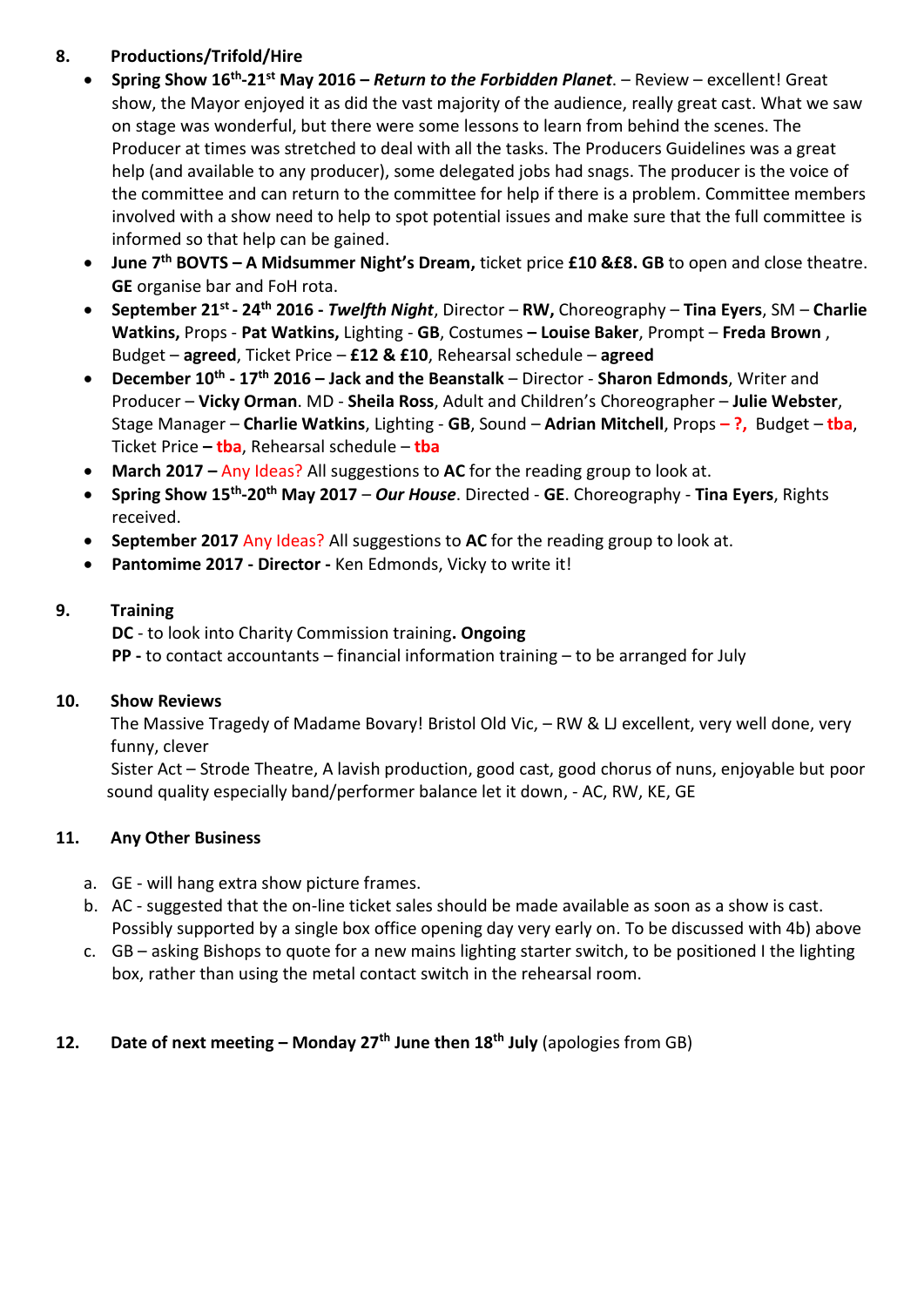## 8. Productions/Trifold/Hire

- **Spring Show 16th-21st May 2016 – *Return to the Forbidden Planet*.** – Review – excellent! Great show, the Mayor enjoyed it as did the vast majority of the audience, really great cast. What we saw on stage was wonderful, but there were some lessons to learn from behind the scenes. The Producer at times was stretched to deal with all the tasks. The Producers Guidelines was a great help (and available to any producer), some delegated jobs had snags. The producer is the voice of the committee and can return to the committee for help if there is a problem. Committee members involved with a show need to help to spot potential issues and make sure that the full committee is informed so that help can be gained.
- **June 7th BOVTS – A Midsummer Night's Dream,** ticket price **£10 &£8. GB** to open and close theatre. **GE** organise bar and FoH rota.
- **September 21st - 24th 2016 - *Twelfth Night***, Director – **RW,** Choreography – **Tina Eyers**, SM – **Charlie Watkins,** Props - **Pat Watkins,** Lighting - **GB**, Costumes **– Louise Baker**, Prompt – **Freda Brown** , Budget – **agreed**, Ticket Price – **£12 & £10**, Rehearsal schedule – **agreed**
- **December 10th - 17th 2016 – Jack and the Beanstalk** – Director - **Sharon Edmonds**, Writer and Producer – **Vicky Orman**. MD - **Sheila Ross**, Adult and Children's Choreographer – **Julie Webster**, Stage Manager – **Charlie Watkins**, Lighting - **GB**, Sound – **Adrian Mitchell**, Props **– ?,** Budget – **tba**, Ticket Price **– tba**, Rehearsal schedule – **tba**
- **March 2017 –** Any Ideas? All suggestions to **AC** for the reading group to look at.
- **Spring Show 15th-20th May 2017** – ***Our House***. Directed - **GE**. Choreography - **Tina Eyers**, Rights received.
- **September 2017** Any Ideas? All suggestions to **AC** for the reading group to look at.
- **Pantomime 2017 - Director -** Ken Edmonds, Vicky to write it!

## 9. Training

**DC** - to look into Charity Commission training**. Ongoing**
**PP -** to contact accountants – financial information training – to be arranged for July

## 10. Show Reviews

The Massive Tragedy of Madame Bovary! Bristol Old Vic, – RW & LJ excellent, very well done, very funny, clever
Sister Act – Strode Theatre, A lavish production, good cast, good chorus of nuns, enjoyable but poor sound quality especially band/performer balance let it down, - AC, RW, KE, GE

## 11. Any Other Business

a. GE - will hang extra show picture frames.
b. AC - suggested that the on-line ticket sales should be made available as soon as a show is cast. Possibly supported by a single box office opening day very early on. To be discussed with 4b) above
c. GB – asking Bishops to quote for a new mains lighting starter switch, to be positioned I the lighting box, rather than using the metal contact switch in the rehearsal room.

## 12. Date of next meeting – Monday 27th June then 18th July (apologies from GB)